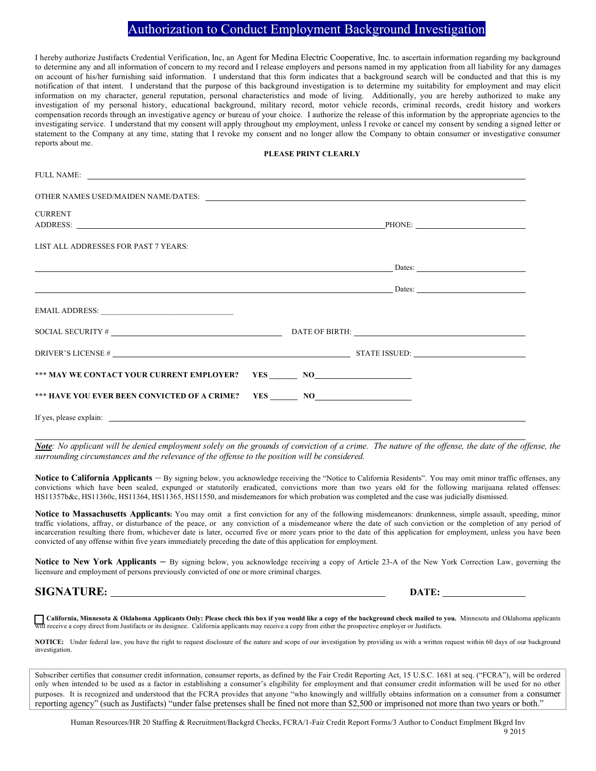# Authorization to Conduct Employment Background Investigation

I hereby authorize Justifacts Credential Verification, Inc, an Agent for Medina Electric Cooperative, Inc. to ascertain information regarding my background to determine any and all information of concern to my record and I release employers and persons named in my application from all liability for any damages on account of his/her furnishing said information. I understand that this form indicates that a background search will be conducted and that this is my notification of that intent. I understand that the purpose of this background investigation is to determine my suitability for employment and may elicit information on my character, general reputation, personal characteristics and mode of living. Additionally, you are hereby authorized to make any investigation of my personal history, educational background, military record, motor vehicle records, criminal records, credit history and workers compensation records through an investigative agency or bureau of your choice. I authorize the release of this information by the appropriate agencies to the investigating service. I understand that my consent will apply throughout my employment, unless I revoke or cancel my consent by sending a signed letter or statement to the Company at any time, stating that I revoke my consent and no longer allow the Company to obtain consumer or investigative consumer reports about me.

**PLEASE PRINT CLEARLY**

FULL NAME: ____________________________________________

OTHER NAMES USED/MAIDEN NAME/DATES: ____________________________________________

CURRENT ADDRESS: ____________________________________________ PHONE: ____________________

LIST ALL ADDRESSES FOR PAST 7 YEARS:

____________________________________________ Dates: ____________________

____________________________________________ Dates: ____________________

EMAIL ADDRESS: ______________________________

SOCIAL SECURITY # ______________________________ DATE OF BIRTH: ______________________________

DRIVER'S LICENSE # ______________________________ STATE ISSUED: ______________________________

**\*\*\* MAY WE CONTACT YOUR CURRENT EMPLOYER? YES _______ NO______________________**

**\*\*\* HAVE YOU EVER BEEN CONVICTED OF A CRIME? YES _______ NO______________________**

If yes, please explain: ____________________________________________

____________________________________________

***Note**: No applicant will be denied employment solely on the grounds of conviction of a crime. The nature of the offense, the date of the offense, the surrounding circumstances and the relevance of the offense to the position will be considered.*

**Notice to California Applicants** – By signing below, you acknowledge receiving the "Notice to California Residents". You may omit minor traffic offenses, any convictions which have been sealed, expunged or statutorily eradicated, convictions more than two years old for the following marijuana related offenses: HS11357b&c, HS11360c, HS11364, HS11365, HS11550, and misdemeanors for which probation was completed and the case was judicially dismissed.

**Notice to Massachusetts Applicants:** You may omit a first conviction for any of the following misdemeanors: drunkenness, simple assault, speeding, minor traffic violations, affray, or disturbance of the peace, or any conviction of a misdemeanor where the date of such conviction or the completion of any period of incarceration resulting there from, whichever date is later, occurred five or more years prior to the date of this application for employment, unless you have been convicted of any offense within five years immediately preceding the date of this application for employment.

**Notice to New York Applicants** – By signing below, you acknowledge receiving a copy of Article 23-A of the New York Correction Law, governing the licensure and employment of persons previously convicted of one or more criminal charges.

**SIGNATURE:** ______________________________________ **DATE:** ________________

☐ **California, Minnesota & Oklahoma Applicants Only: Please check this box if you would like a copy of the background check mailed to you.** Minnesota and Oklahoma applicants will receive a copy direct from Justifacts or its designee. California applicants may receive a copy from either the prospective employer or Justifacts.

**NOTICE:** Under federal law, you have the right to request disclosure of the nature and scope of our investigation by providing us with a written request within 60 days of our background investigation.

Subscriber certifies that consumer credit information, consumer reports, as defined by the Fair Credit Reporting Act, 15 U.S.C. 1681 at seq. ("FCRA"), will be ordered only when intended to be used as a factor in establishing a consumer's eligibility for employment and that consumer credit information will be used for no other purposes. It is recognized and understood that the FCRA provides that anyone "who knowingly and willfully obtains information on a consumer from a consumer reporting agency" (such as Justifacts) "under false pretenses shall be fined not more than $2,500 or imprisoned not more than two years or both."

Human Resources/HR 20 Staffing & Recruitment/Backgrd Checks, FCRA/1-Fair Credit Report Forms/3 Author to Conduct Emplment Bkgrd Inv
9 2015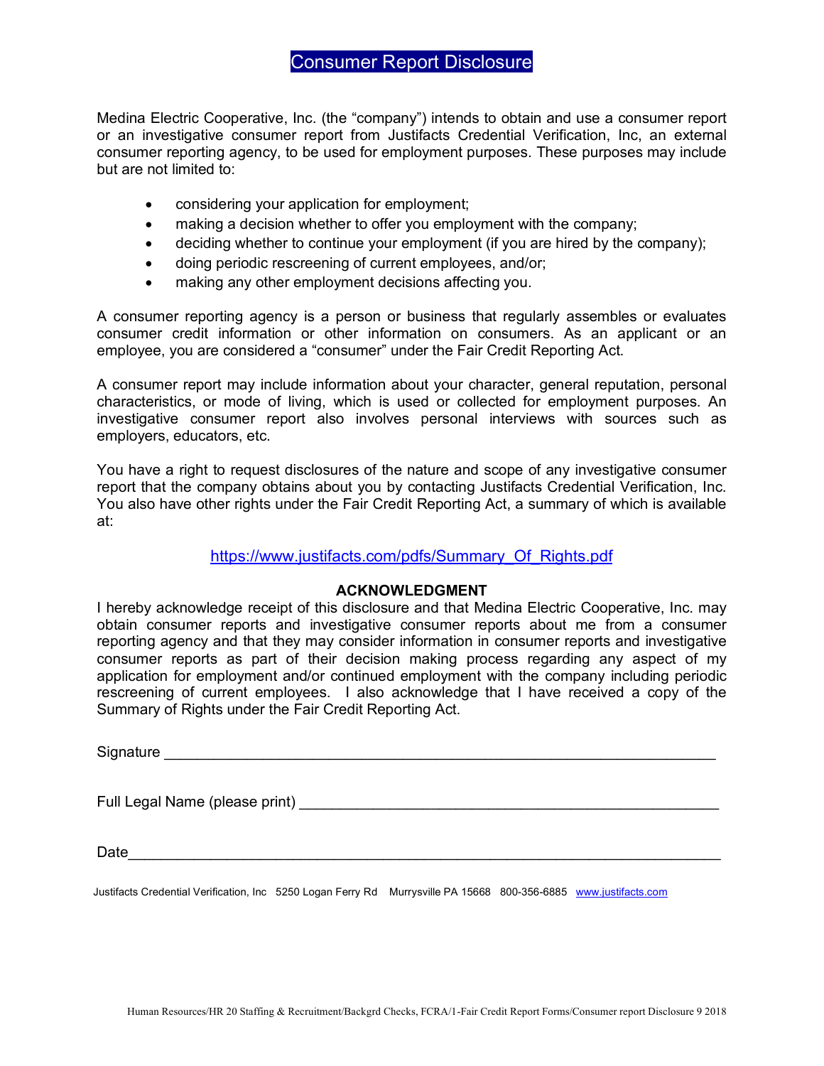# Consumer Report Disclosure

Medina Electric Cooperative, Inc. (the "company") intends to obtain and use a consumer report or an investigative consumer report from Justifacts Credential Verification, Inc, an external consumer reporting agency, to be used for employment purposes. These purposes may include but are not limited to:

- considering your application for employment;
- making a decision whether to offer you employment with the company;
- deciding whether to continue your employment (if you are hired by the company);
- doing periodic rescreening of current employees, and/or;
- making any other employment decisions affecting you.

A consumer reporting agency is a person or business that regularly assembles or evaluates consumer credit information or other information on consumers. As an applicant or an employee, you are considered a "consumer" under the Fair Credit Reporting Act.

A consumer report may include information about your character, general reputation, personal characteristics, or mode of living, which is used or collected for employment purposes. An investigative consumer report also involves personal interviews with sources such as employers, educators, etc.

You have a right to request disclosures of the nature and scope of any investigative consumer report that the company obtains about you by contacting Justifacts Credential Verification, Inc. You also have other rights under the Fair Credit Reporting Act, a summary of which is available at:

https://www.justifacts.com/pdfs/Summary_Of_Rights.pdf

**ACKNOWLEDGMENT**

I hereby acknowledge receipt of this disclosure and that Medina Electric Cooperative, Inc. may obtain consumer reports and investigative consumer reports about me from a consumer reporting agency and that they may consider information in consumer reports and investigative consumer reports as part of their decision making process regarding any aspect of my application for employment and/or continued employment with the company including periodic rescreening of current employees. I also acknowledge that I have received a copy of the Summary of Rights under the Fair Credit Reporting Act.

Signature ___________________________________________________________________

Full Legal Name (please print) ______________________________________________

Date_______________________________________________________________________

Justifacts Credential Verification, Inc 5250 Logan Ferry Rd Murrysville PA 15668 800-356-6885 www.justifacts.com

Human Resources/HR 20 Staffing & Recruitment/Backgrd Checks, FCRA/1-Fair Credit Report Forms/Consumer report Disclosure 9 2018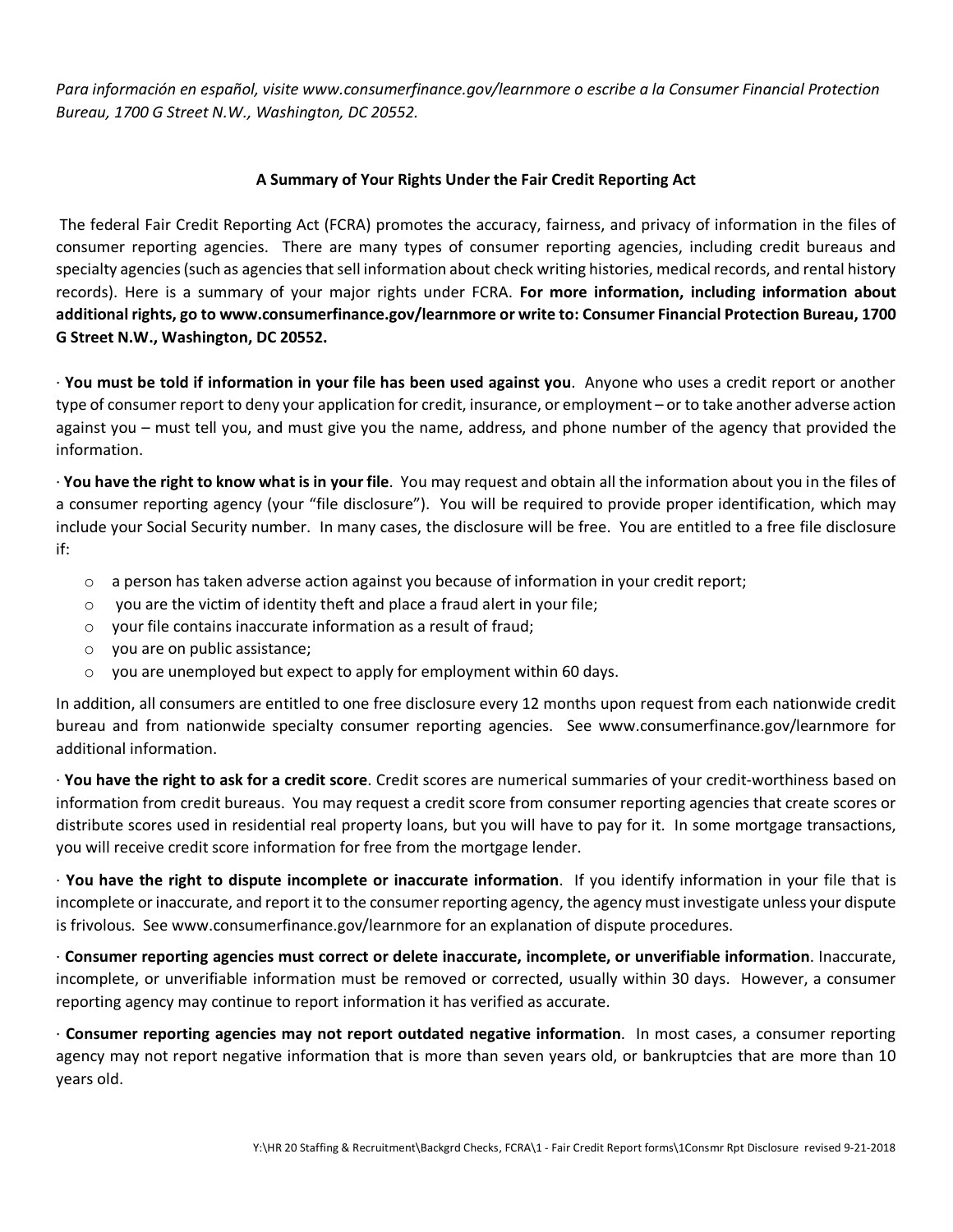*Para información en español, visite www.consumerfinance.gov/learnmore o escribe a la Consumer Financial Protection Bureau, 1700 G Street N.W., Washington, DC 20552.*

**A Summary of Your Rights Under the Fair Credit Reporting Act**

The federal Fair Credit Reporting Act (FCRA) promotes the accuracy, fairness, and privacy of information in the files of consumer reporting agencies. There are many types of consumer reporting agencies, including credit bureaus and specialty agencies (such as agencies that sell information about check writing histories, medical records, and rental history records). Here is a summary of your major rights under FCRA. **For more information, including information about additional rights, go to www.consumerfinance.gov/learnmore or write to: Consumer Financial Protection Bureau, 1700 G Street N.W., Washington, DC 20552.**

· **You must be told if information in your file has been used against you**. Anyone who uses a credit report or another type of consumer report to deny your application for credit, insurance, or employment – or to take another adverse action against you – must tell you, and must give you the name, address, and phone number of the agency that provided the information.

· **You have the right to know what is in your file**. You may request and obtain all the information about you in the files of a consumer reporting agency (your "file disclosure"). You will be required to provide proper identification, which may include your Social Security number. In many cases, the disclosure will be free. You are entitled to a free file disclosure if:

- a person has taken adverse action against you because of information in your credit report;
- you are the victim of identity theft and place a fraud alert in your file;
- your file contains inaccurate information as a result of fraud;
- you are on public assistance;
- you are unemployed but expect to apply for employment within 60 days.

In addition, all consumers are entitled to one free disclosure every 12 months upon request from each nationwide credit bureau and from nationwide specialty consumer reporting agencies. See www.consumerfinance.gov/learnmore for additional information.

· **You have the right to ask for a credit score**. Credit scores are numerical summaries of your credit-worthiness based on information from credit bureaus. You may request a credit score from consumer reporting agencies that create scores or distribute scores used in residential real property loans, but you will have to pay for it. In some mortgage transactions, you will receive credit score information for free from the mortgage lender.

· **You have the right to dispute incomplete or inaccurate information**. If you identify information in your file that is incomplete or inaccurate, and report it to the consumer reporting agency, the agency must investigate unless your dispute is frivolous. See www.consumerfinance.gov/learnmore for an explanation of dispute procedures.

· **Consumer reporting agencies must correct or delete inaccurate, incomplete, or unverifiable information**. Inaccurate, incomplete, or unverifiable information must be removed or corrected, usually within 30 days. However, a consumer reporting agency may continue to report information it has verified as accurate.

· **Consumer reporting agencies may not report outdated negative information**. In most cases, a consumer reporting agency may not report negative information that is more than seven years old, or bankruptcies that are more than 10 years old.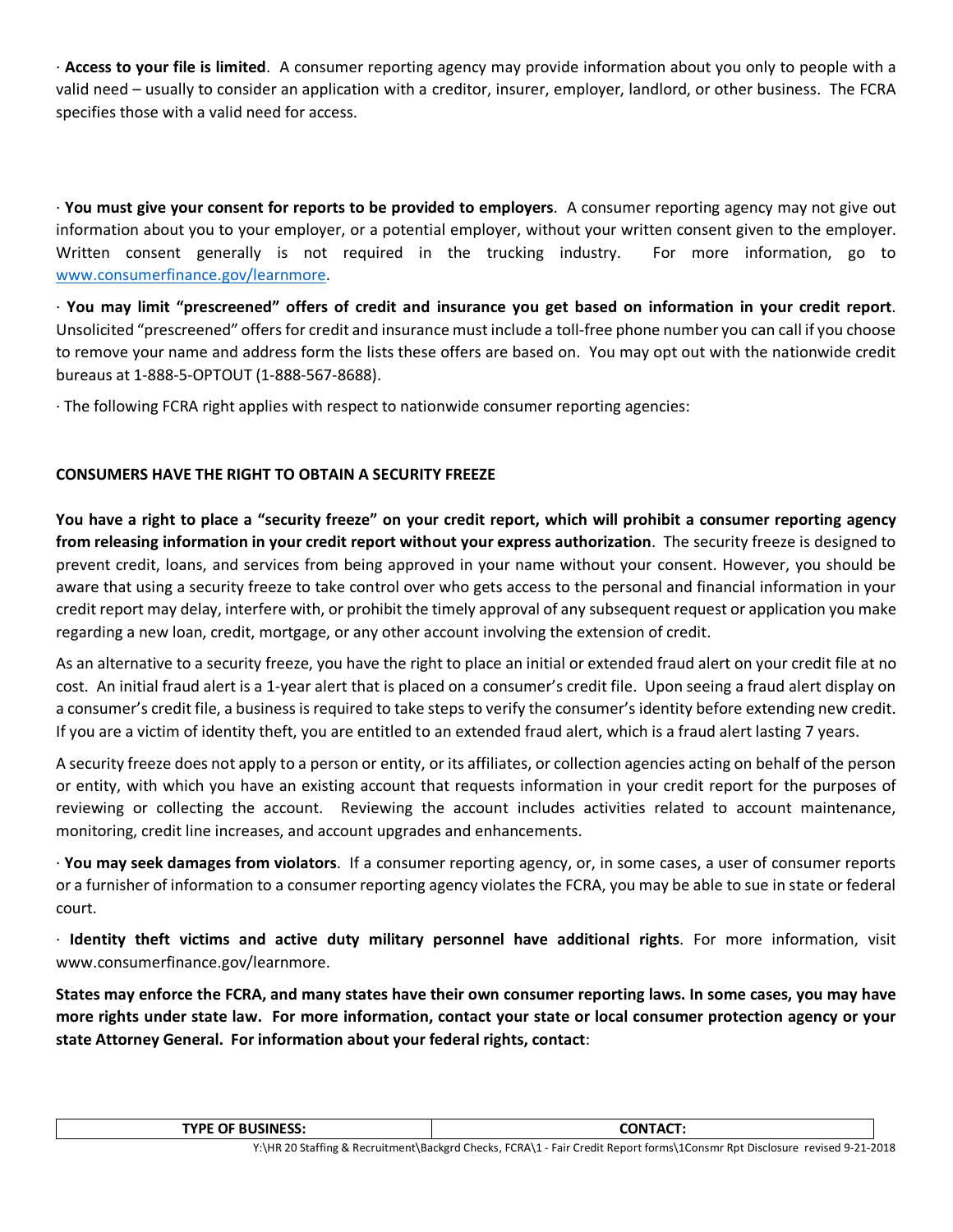· **Access to your file is limited**. A consumer reporting agency may provide information about you only to people with a valid need – usually to consider an application with a creditor, insurer, employer, landlord, or other business. The FCRA specifies those with a valid need for access.

· **You must give your consent for reports to be provided to employers**. A consumer reporting agency may not give out information about you to your employer, or a potential employer, without your written consent given to the employer. Written consent generally is not required in the trucking industry. For more information, go to [www.consumerfinance.gov/learnmore](www.consumerfinance.gov/learnmore).

· **You may limit "prescreened" offers of credit and insurance you get based on information in your credit report**. Unsolicited "prescreened" offers for credit and insurance must include a toll-free phone number you can call if you choose to remove your name and address form the lists these offers are based on. You may opt out with the nationwide credit bureaus at 1-888-5-OPTOUT (1-888-567-8688).

· The following FCRA right applies with respect to nationwide consumer reporting agencies:

**CONSUMERS HAVE THE RIGHT TO OBTAIN A SECURITY FREEZE**

**You have a right to place a "security freeze" on your credit report, which will prohibit a consumer reporting agency from releasing information in your credit report without your express authorization**. The security freeze is designed to prevent credit, loans, and services from being approved in your name without your consent. However, you should be aware that using a security freeze to take control over who gets access to the personal and financial information in your credit report may delay, interfere with, or prohibit the timely approval of any subsequent request or application you make regarding a new loan, credit, mortgage, or any other account involving the extension of credit.

As an alternative to a security freeze, you have the right to place an initial or extended fraud alert on your credit file at no cost. An initial fraud alert is a 1-year alert that is placed on a consumer's credit file. Upon seeing a fraud alert display on a consumer's credit file, a business is required to take steps to verify the consumer's identity before extending new credit. If you are a victim of identity theft, you are entitled to an extended fraud alert, which is a fraud alert lasting 7 years.

A security freeze does not apply to a person or entity, or its affiliates, or collection agencies acting on behalf of the person or entity, with which you have an existing account that requests information in your credit report for the purposes of reviewing or collecting the account. Reviewing the account includes activities related to account maintenance, monitoring, credit line increases, and account upgrades and enhancements.

· **You may seek damages from violators**. If a consumer reporting agency, or, in some cases, a user of consumer reports or a furnisher of information to a consumer reporting agency violates the FCRA, you may be able to sue in state or federal court.

· **Identity theft victims and active duty military personnel have additional rights**. For more information, visit www.consumerfinance.gov/learnmore.

**States may enforce the FCRA, and many states have their own consumer reporting laws. In some cases, you may have more rights under state law. For more information, contact your state or local consumer protection agency or your state Attorney General. For information about your federal rights, contact**:

| TYPE OF BUSINESS: | CONTACT: |
| --- | --- |

Y:\HR 20 Staffing & Recruitment\Backgrd Checks, FCRA\1 - Fair Credit Report forms\1Consmr Rpt Disclosure revised 9-21-2018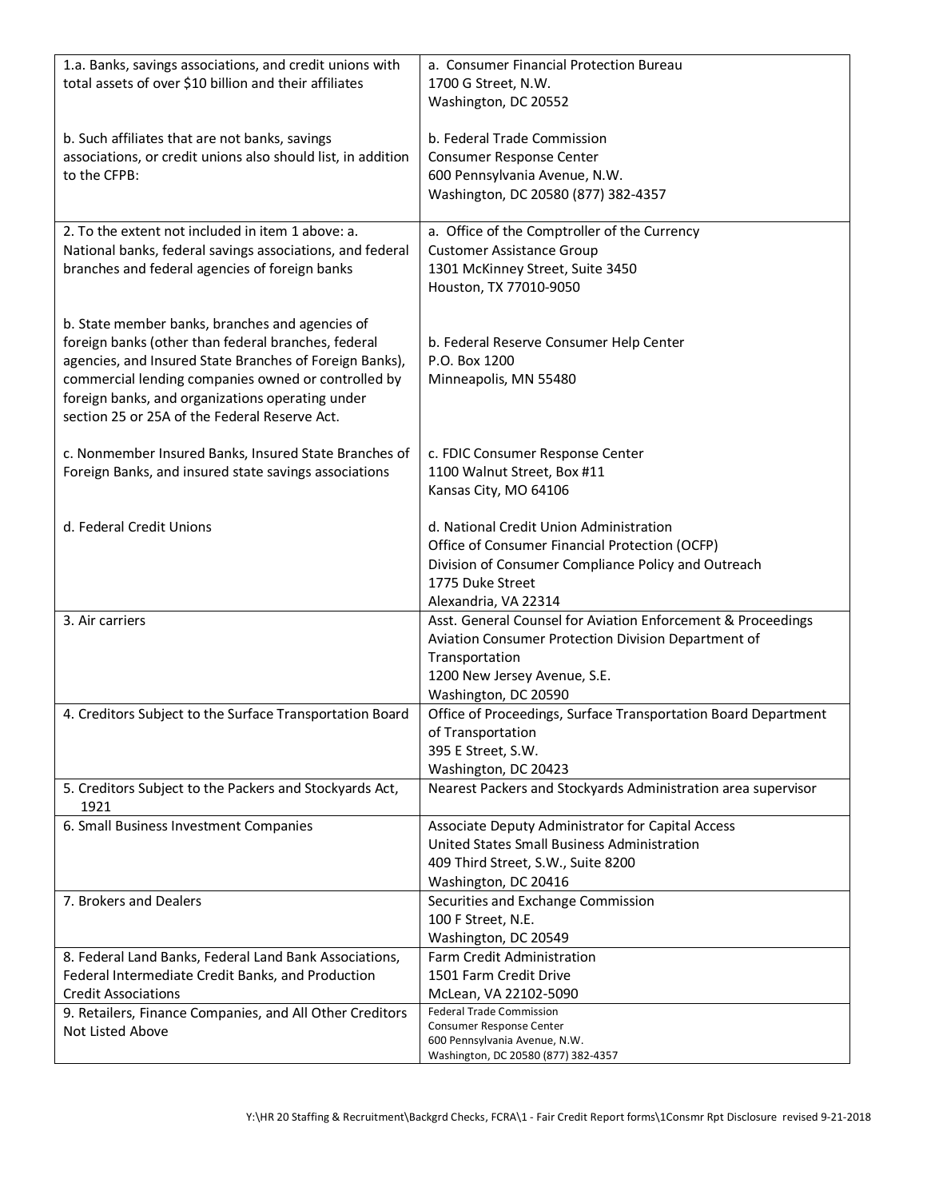| | |
|---|---|
| 1.a. Banks, savings associations, and credit unions with total assets of over $10 billion and their affiliates<br><br>b. Such affiliates that are not banks, savings associations, or credit unions also should list, in addition to the CFPB: | a. Consumer Financial Protection Bureau<br>1700 G Street, N.W.<br>Washington, DC 20552<br><br>b. Federal Trade Commission<br>Consumer Response Center<br>600 Pennsylvania Avenue, N.W.<br>Washington, DC 20580 (877) 382-4357 |
| 2. To the extent not included in item 1 above: a. National banks, federal savings associations, and federal branches and federal agencies of foreign banks<br><br>b. State member banks, branches and agencies of foreign banks (other than federal branches, federal agencies, and Insured State Branches of Foreign Banks), commercial lending companies owned or controlled by foreign banks, and organizations operating under section 25 or 25A of the Federal Reserve Act.<br><br>c. Nonmember Insured Banks, Insured State Branches of Foreign Banks, and insured state savings associations<br><br>d. Federal Credit Unions | a. Office of the Comptroller of the Currency<br>Customer Assistance Group<br>1301 McKinney Street, Suite 3450<br>Houston, TX 77010-9050<br><br>b. Federal Reserve Consumer Help Center<br>P.O. Box 1200<br>Minneapolis, MN 55480<br><br>c. FDIC Consumer Response Center<br>1100 Walnut Street, Box #11<br>Kansas City, MO 64106<br><br>d. National Credit Union Administration<br>Office of Consumer Financial Protection (OCFP)<br>Division of Consumer Compliance Policy and Outreach<br>1775 Duke Street<br>Alexandria, VA 22314 |
| 3. Air carriers | Asst. General Counsel for Aviation Enforcement & Proceedings<br>Aviation Consumer Protection Division Department of Transportation<br>1200 New Jersey Avenue, S.E.<br>Washington, DC 20590 |
| 4. Creditors Subject to the Surface Transportation Board | Office of Proceedings, Surface Transportation Board Department of Transportation<br>395 E Street, S.W.<br>Washington, DC 20423 |
| 5. Creditors Subject to the Packers and Stockyards Act, 1921 | Nearest Packers and Stockyards Administration area supervisor |
| 6. Small Business Investment Companies | Associate Deputy Administrator for Capital Access<br>United States Small Business Administration<br>409 Third Street, S.W., Suite 8200<br>Washington, DC 20416 |
| 7. Brokers and Dealers | Securities and Exchange Commission<br>100 F Street, N.E.<br>Washington, DC 20549 |
| 8. Federal Land Banks, Federal Land Bank Associations, Federal Intermediate Credit Banks, and Production Credit Associations | Farm Credit Administration<br>1501 Farm Credit Drive<br>McLean, VA 22102-5090 |
| 9. Retailers, Finance Companies, and All Other Creditors Not Listed Above | Federal Trade Commission<br>Consumer Response Center<br>600 Pennsylvania Avenue, N.W.<br>Washington, DC 20580 (877) 382-4357 |

Y:\HR 20 Staffing & Recruitment\Backgrd Checks, FCRA\1 - Fair Credit Report forms\1Consmr Rpt Disclosure revised 9-21-2018